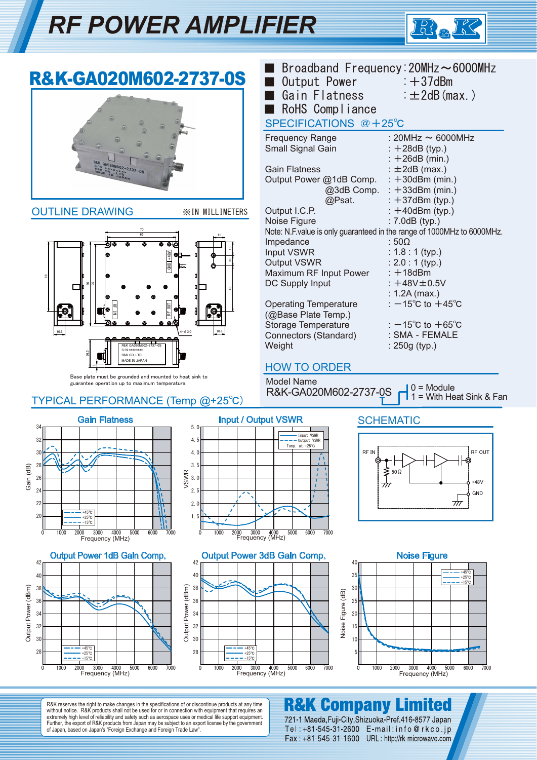# RF POWER AMPLIFIER

## R&K-GA020M602-2737-0S

- Broadband Frequency : 20MHz～6000MHz
- Output Power : ＋37dBm
- Gain Flatness : ±2dB(max.)
- RoHS Compliance

## SPECIFICATIONS @＋25℃

| | |
|---|---|
| Frequency Range | : 20MHz ～ 6000MHz |
| Small Signal Gain | : ＋28dB (typ.) |
| | : ＋26dB (min.) |
| Gain Flatness | : ±2dB (max.) |
| Output Power @1dB Comp. | : ＋30dBm (min.) |
| @3dB Comp. | : ＋33dBm (min.) |
| @Psat. | : ＋37dBm (typ.) |
| Output I.C.P. | : ＋40dBm (typ.) |
| Noise Figure | : 7.0dB (typ.) |

Note: N.F.value is only guaranteed in the range of 1000MHz to 6000MHz.

| | |
|---|---|
| Impedance | : 50Ω |
| Input VSWR | : 1.8 : 1 (typ.) |
| Output VSWR | : 2.0 : 1 (typ.) |
| Maximum RF Input Power | : ＋18dBm |
| DC Supply Input | : ＋48V±0.5V |
| | : 1.2A (max.) |
| Operating Temperature (@Base Plate Temp.) | : −15℃ to ＋45℃ |
| Storage Temperature | : −15℃ to ＋65℃ |
| Connectors (Standard) | : SMA - FEMALE |
| Weight | : 250g (typ.) |

## OUTLINE DRAWING

※IN MILLIMETERS

Base plate must be grounded and mounted to heat sink to guarantee operation up to maximum temperature.

## HOW TO ORDER

Model Name
R&K-GA020M602-2737-0S

- 0 = Module
- 1 = With Heat Sink & Fan

## TYPICAL PERFORMANCE (Temp @+25℃)

Gain Flatness

Input / Output VSWR

Output Power 1dB Gain Comp.

Output Power 3dB Gain Comp.

Noise Figure

## SCHEMATIC

RF IN — RF OUT — 50Ω — +48V — GND

---

R&K reserves the right to make changes in the specifications of or discontinue products at any time without notice. R&K products shall not be used for or in connection with equipment that requires an extremely high level of reliability and safety such as aerospace uses or medical life support equipment. Further, the export of R&K products from Japan may be subject to an export license by the government of Japan, based on Japan's "Foreign Exchange and Foreign Trade Law".

**R&K Company Limited**
721-1 Maeda,Fuji-City,Shizuoka-Pref.416-8577 Japan
Tel : +81-545-31-2600 E-mail : info@rkco.jp
Fax : +81-545-31-1600 URL : http://rk-microwave.com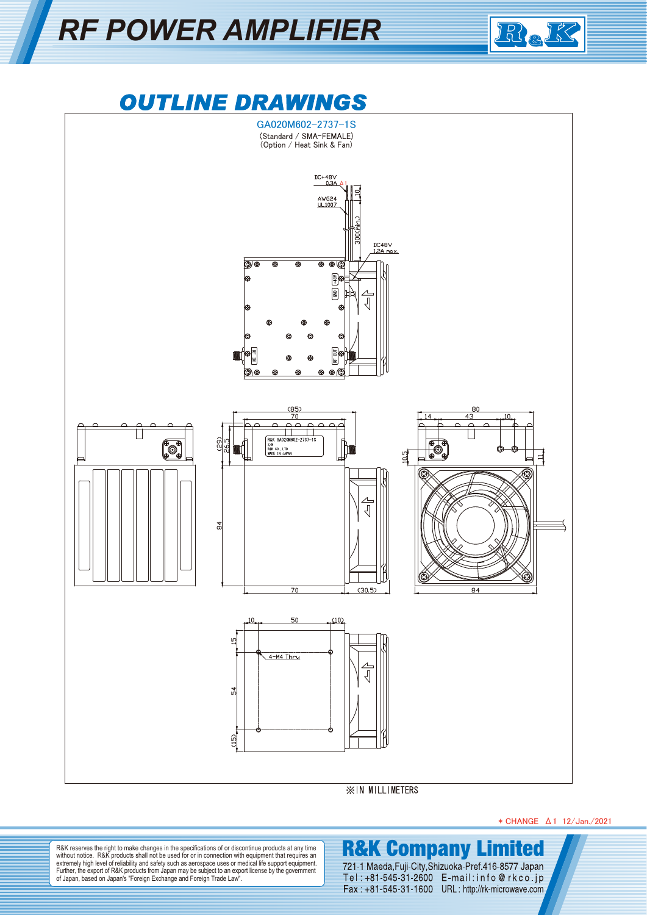# RF POWER AMPLIFIER

## OUTLINE DRAWINGS

GA020M602-2737-1S
(Standard / SMA-FEMALE)
(Option / Heat Sink & Fan)

DC+48V
0.3A Δ1

AWG24
UL1007

10

300(min.)

DC48V
1.2A max.

+48V

GND

RF IN

RF OUT

(85)
70

(29)
26.5

R&K GA020M602-2737-1S
S/N
R&K CO.,LTD
MADE IN JAPAN

84

70

(30.5)

80
14
43
10

10.5

11

84

10
50
(10)

15

4-M4 Thru

54

(15)

※IN MILLIMETERS

＊CHANGE Δ1 12/Jan./2021

R&K reserves the right to make changes in the specifications of or discontinue products at any time without notice. R&K products shall not be used for or in connection with equipment that requires an extremely high level of reliability and safety such as aerospace uses or medical life support equipment. Further, the export of R&K products from Japan may be subject to an export license by the government of Japan, based on Japan's "Foreign Exchange and Foreign Trade Law".

**R&K Company Limited**
721-1 Maeda,Fuji-City,Shizuoka-Pref.416-8577 Japan
Tel : +81-545-31-2600 E-mail : info@rkco.jp
Fax : +81-545-31-1600 URL : http://rk-microwave.com